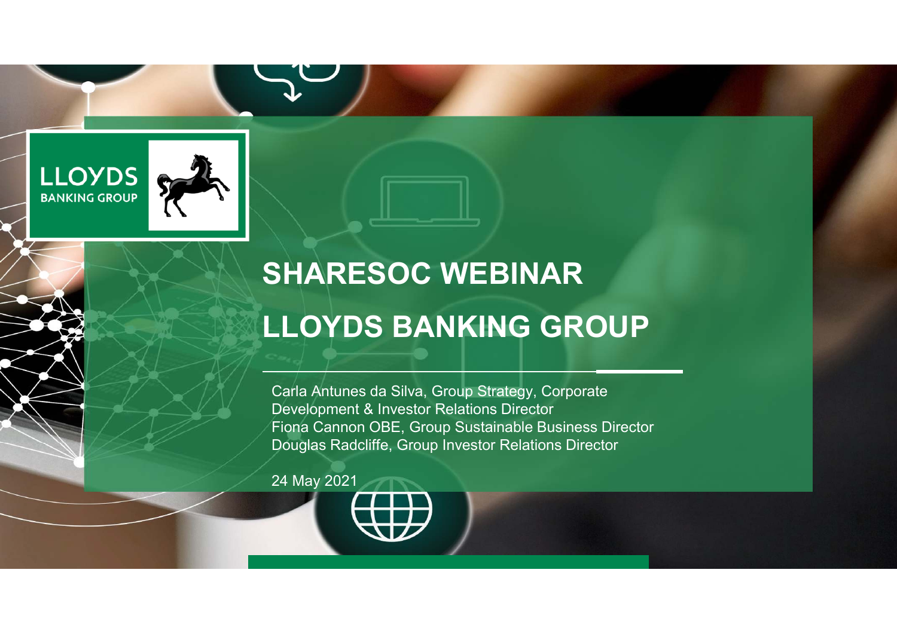LLOYDS BANKING GROUP

# SHARESOC WEBINAR

# LLOYDS BANKING GROUP

Carla Antunes da Silva, Group Strategy, Corporate Development & Investor Relations Director
Fiona Cannon OBE, Group Sustainable Business Director
Douglas Radcliffe, Group Investor Relations Director

24 May 2021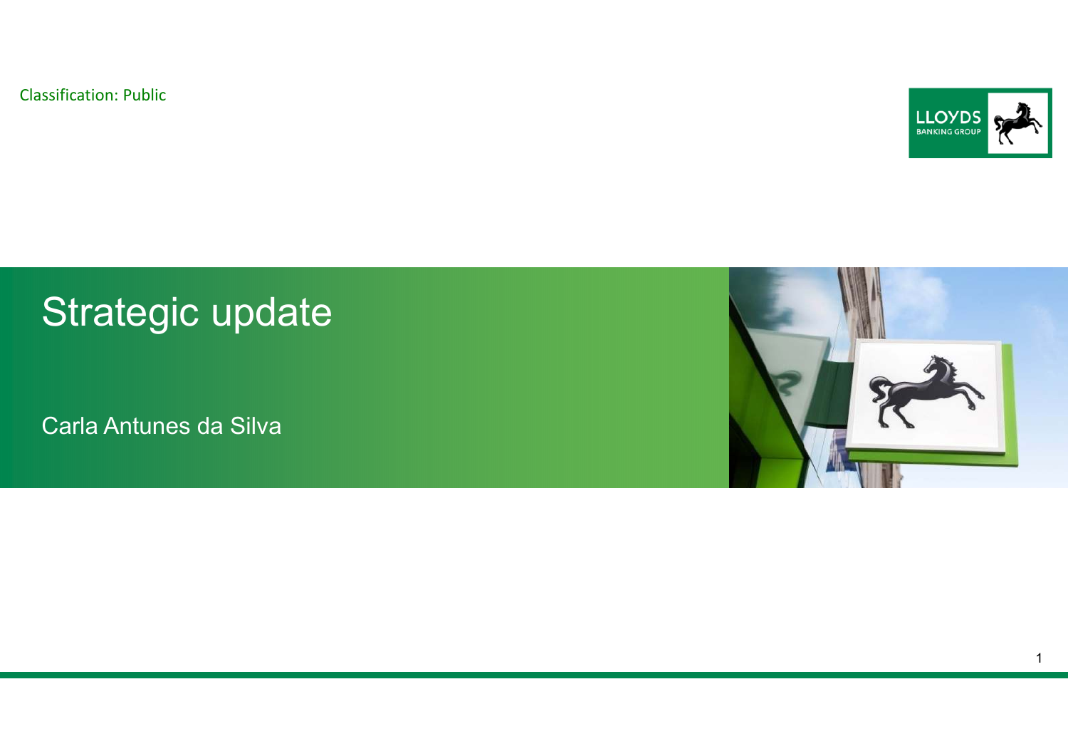Classification: Public

# Strategic update

Carla Antunes da Silva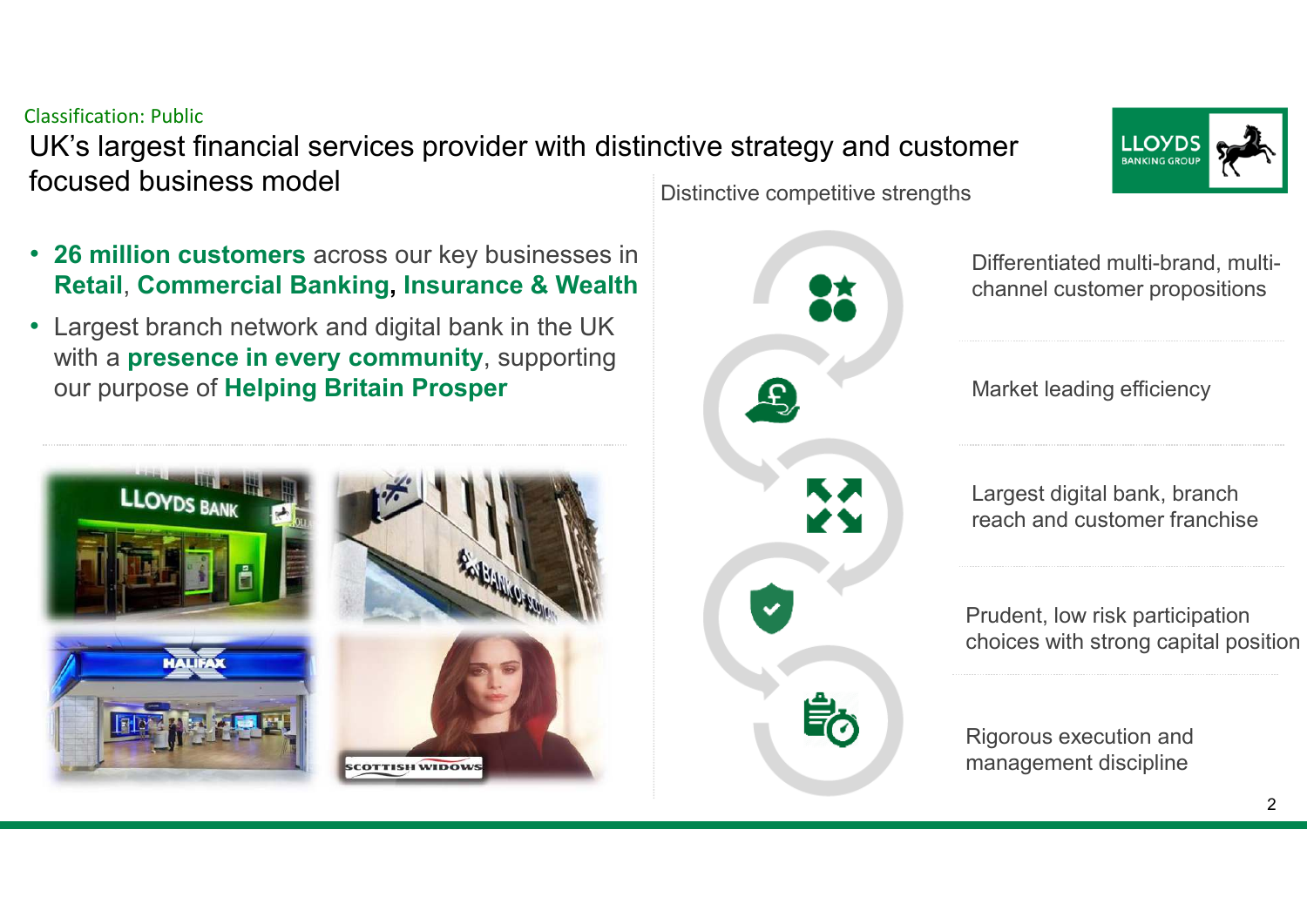Classification: Public

# UK's largest financial services provider with distinctive strategy and customer focused business model

- **26 million customers** across our key businesses in **Retail**, **Commercial Banking**, **Insurance & Wealth**
- Largest branch network and digital bank in the UK with a **presence in every community**, supporting our purpose of **Helping Britain Prosper**

## Distinctive competitive strengths

- Differentiated multi-brand, multi-channel customer propositions
- Market leading efficiency
- Largest digital bank, branch reach and customer franchise
- Prudent, low risk participation choices with strong capital position
- Rigorous execution and management discipline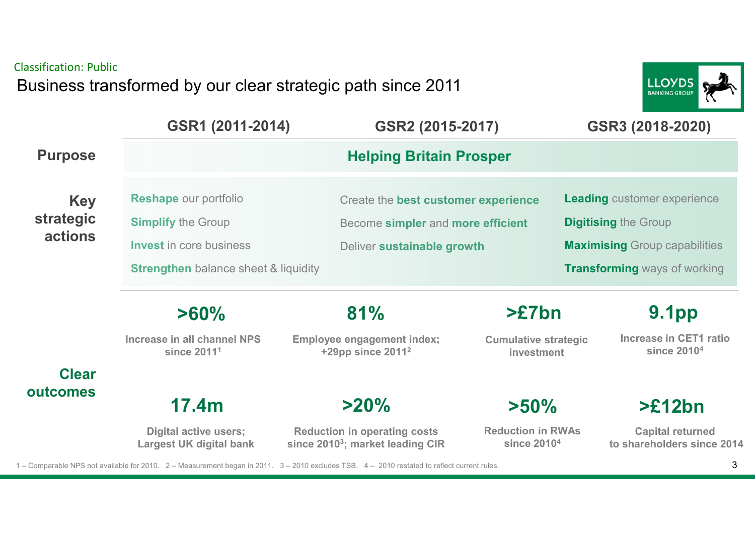Classification: Public

# Business transformed by our clear strategic path since 2011

| | GSR1 (2011-2014) | GSR2 (2015-2017) | GSR3 (2018-2020) |
|---|---|---|---|
| **Purpose** | | **Helping Britain Prosper** | |
| **Key strategic actions** | **Reshape** our portfolio<br>**Simplify** the Group<br>**Invest** in core business<br>**Strengthen** balance sheet & liquidity | Create the **best customer experience**<br>Become **simpler** and **more efficient**<br>Deliver **sustainable growth** | **Leading** customer experience<br>**Digitising** the Group<br>**Maximising** Group capabilities<br>**Transforming** ways of working |

## Clear outcomes

| | | | |
|---|---|---|---|
| **>60%**<br>Increase in all channel NPS since 2011[1] | **81%**<br>Employee engagement index; +29pp since 2011[2] | **>£7bn**<br>Cumulative strategic investment | **9.1pp**<br>Increase in CET1 ratio since 2010[4] |
| **17.4m**<br>Digital active users; Largest UK digital bank | **>20%**<br>Reduction in operating costs since 2010[3]; market leading CIR | **>50%**<br>Reduction in RWAs since 2010[4] | **>£12bn**<br>Capital returned to shareholders since 2014 |

1 – Comparable NPS not available for 2010. 2 – Measurement began in 2011. 3 – 2010 excludes TSB. 4 – 2010 restated to reflect current rules.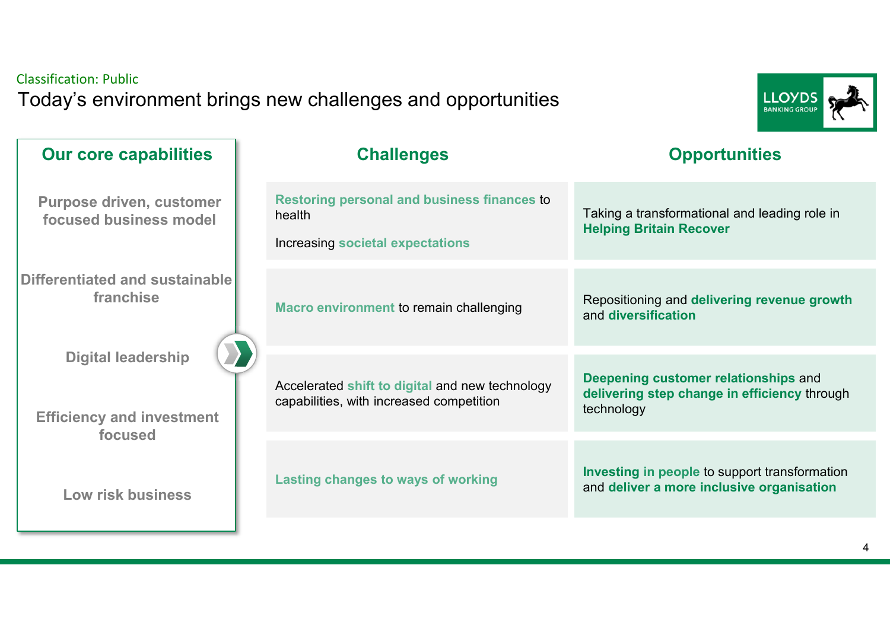Classification: Public

# Today's environment brings new challenges and opportunities

## Our core capabilities

- Purpose driven, customer focused business model
- Differentiated and sustainable franchise
- Digital leadership
- Efficiency and investment focused
- Low risk business

| Challenges | Opportunities |
| --- | --- |
| **Restoring personal and business finances** to health<br><br>Increasing **societal expectations** | Taking a transformational and leading role in **Helping Britain Recover** |
| **Macro environment** to remain challenging | Repositioning and **delivering revenue growth** and **diversification** |
| Accelerated **shift to digital** and new technology capabilities, with increased competition | **Deepening customer relationships** and **delivering step change in efficiency** through technology |
| **Lasting changes to ways of working** | **Investing in people** to support transformation and **deliver a more inclusive organisation** |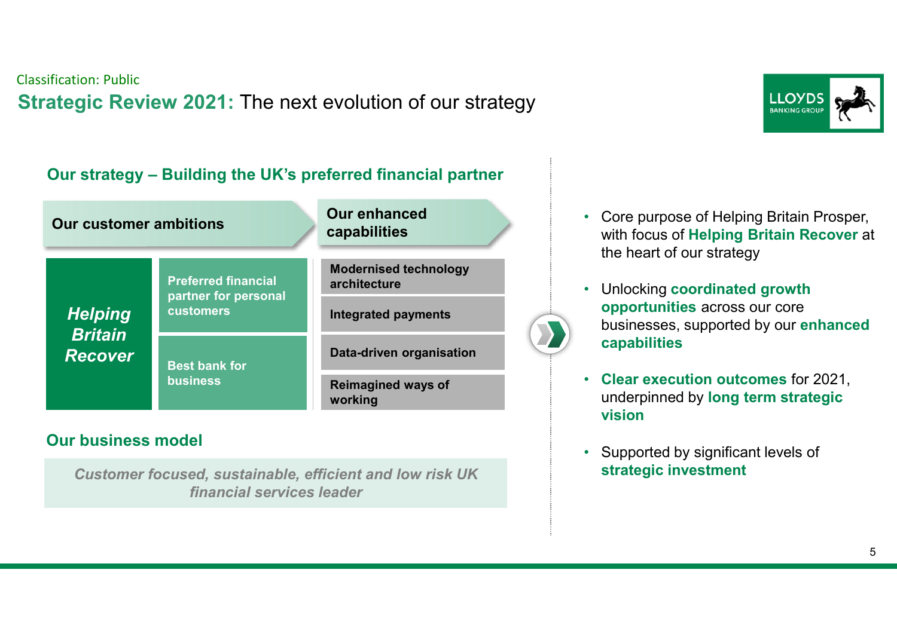Classification: Public

# **Strategic Review 2021:** The next evolution of our strategy

## Our strategy – Building the UK's preferred financial partner

| Our customer ambitions | | Our enhanced capabilities |
|---|---|---|
| ***Helping Britain Recover*** | **Preferred financial partner for personal customers** | **Modernised technology architecture** |
| | | **Integrated payments** |
| | **Best bank for business** | **Data-driven organisation** |
| | | **Reimagined ways of working** |

## Our business model

***Customer focused, sustainable, efficient and low risk UK financial services leader***

- Core purpose of Helping Britain Prosper, with focus of **Helping Britain Recover** at the heart of our strategy
- Unlocking **coordinated growth opportunities** across our core businesses, supported by our **enhanced capabilities**
- **Clear execution outcomes** for 2021, underpinned by **long term strategic vision**
- Supported by significant levels of **strategic investment**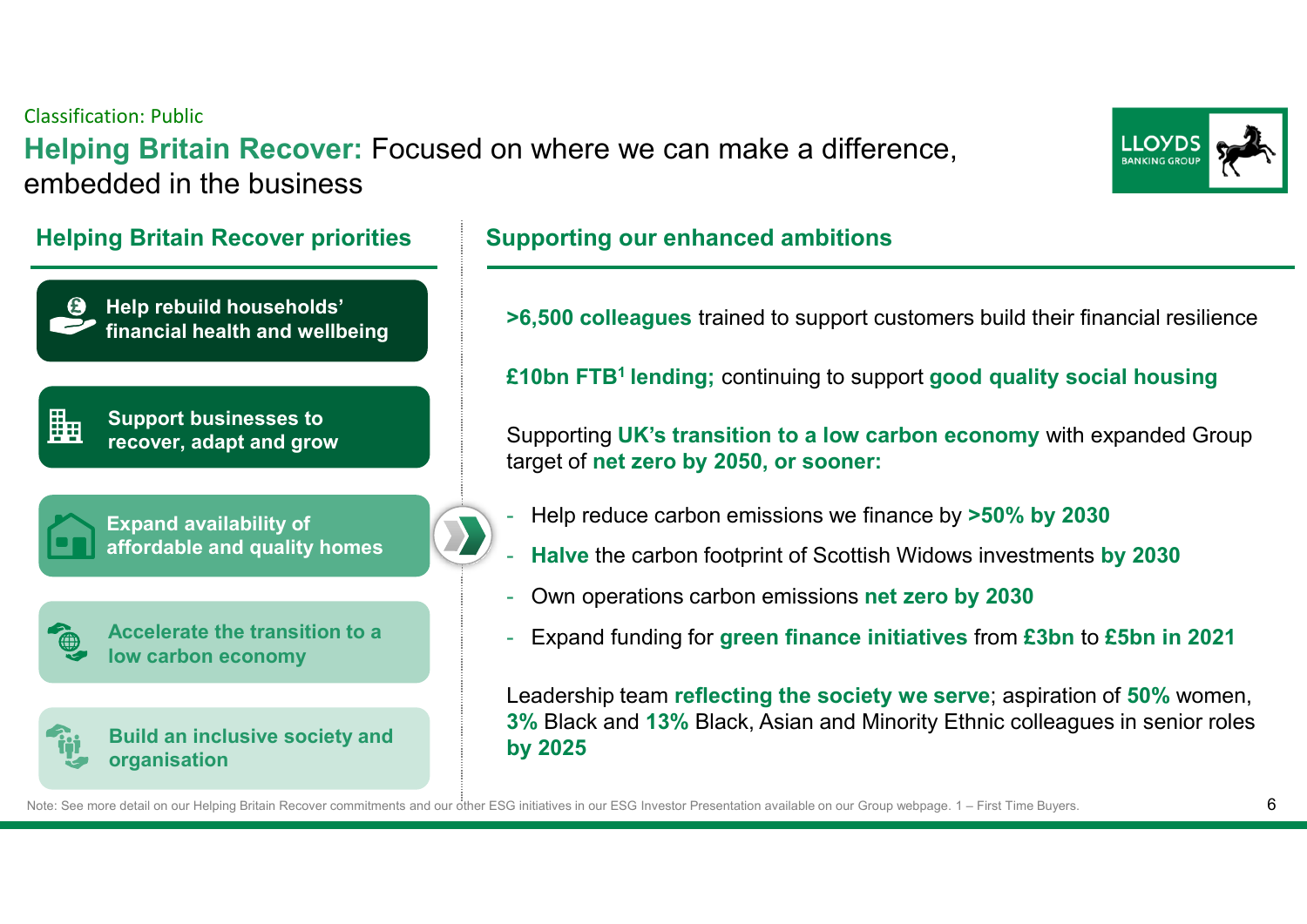Classification: Public

# Helping Britain Recover: Focused on where we can make a difference, embedded in the business

## Helping Britain Recover priorities

- Help rebuild households' financial health and wellbeing
- Support businesses to recover, adapt and grow
- Expand availability of affordable and quality homes
- Accelerate the transition to a low carbon economy
- Build an inclusive society and organisation

## Supporting our enhanced ambitions

**>6,500 colleagues** trained to support customers build their financial resilience

**£10bn FTB[1] lending;** continuing to support **good quality social housing**

Supporting **UK's transition to a low carbon economy** with expanded Group target of **net zero by 2050, or sooner:**

- Help reduce carbon emissions we finance by **>50% by 2030**
- **Halve** the carbon footprint of Scottish Widows investments **by 2030**
- Own operations carbon emissions **net zero by 2030**
- Expand funding for **green finance initiatives** from **£3bn** to **£5bn in 2021**

Leadership team **reflecting the society we serve**; aspiration of **50%** women, **3%** Black and **13%** Black, Asian and Minority Ethnic colleagues in senior roles **by 2025**

Note: See more detail on our Helping Britain Recover commitments and our other ESG initiatives in our ESG Investor Presentation available on our Group webpage. 1 – First Time Buyers.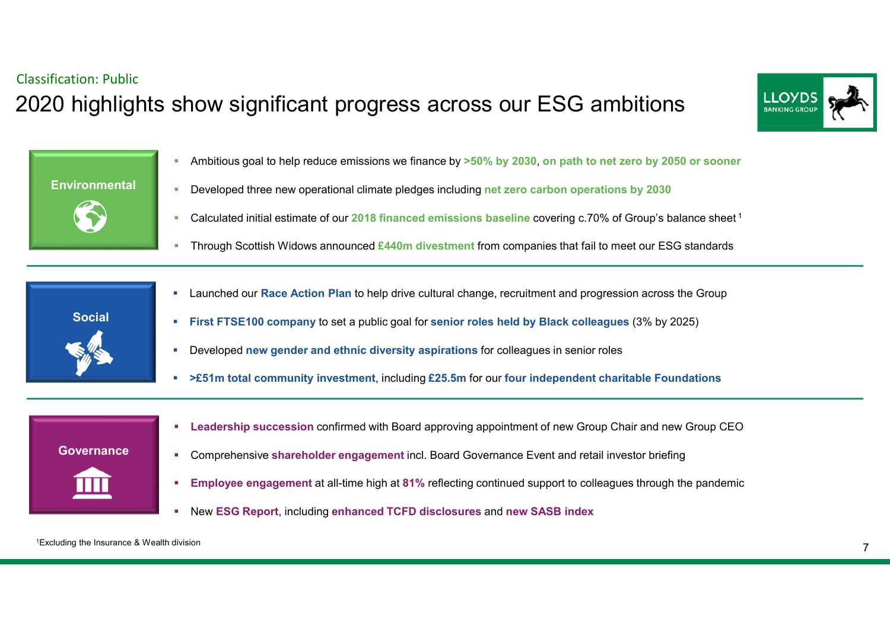Classification: Public

# 2020 highlights show significant progress across our ESG ambitions

## Environmental

- Ambitious goal to help reduce emissions we finance by **>50% by 2030**, **on path to net zero by 2050 or sooner**
- Developed three new operational climate pledges including **net zero carbon operations by 2030**
- Calculated initial estimate of our **2018 financed emissions baseline** covering c.70% of Group's balance sheet [1]
- Through Scottish Widows announced **£440m divestment** from companies that fail to meet our ESG standards

## Social

- Launched our **Race Action Plan** to help drive cultural change, recruitment and progression across the Group
- **First FTSE100 company** to set a public goal for **senior roles held by Black colleagues** (3% by 2025)
- Developed **new gender and ethnic diversity aspirations** for colleagues in senior roles
- **>£51m total community investment**, including **£25.5m** for our **four independent charitable Foundations**

## Governance

- **Leadership succession** confirmed with Board approving appointment of new Group Chair and new Group CEO
- Comprehensive **shareholder engagement** incl. Board Governance Event and retail investor briefing
- **Employee engagement** at all-time high at **81%** reflecting continued support to colleagues through the pandemic
- New **ESG Report**, including **enhanced TCFD disclosures** and **new SASB index**

[1] Excluding the Insurance & Wealth division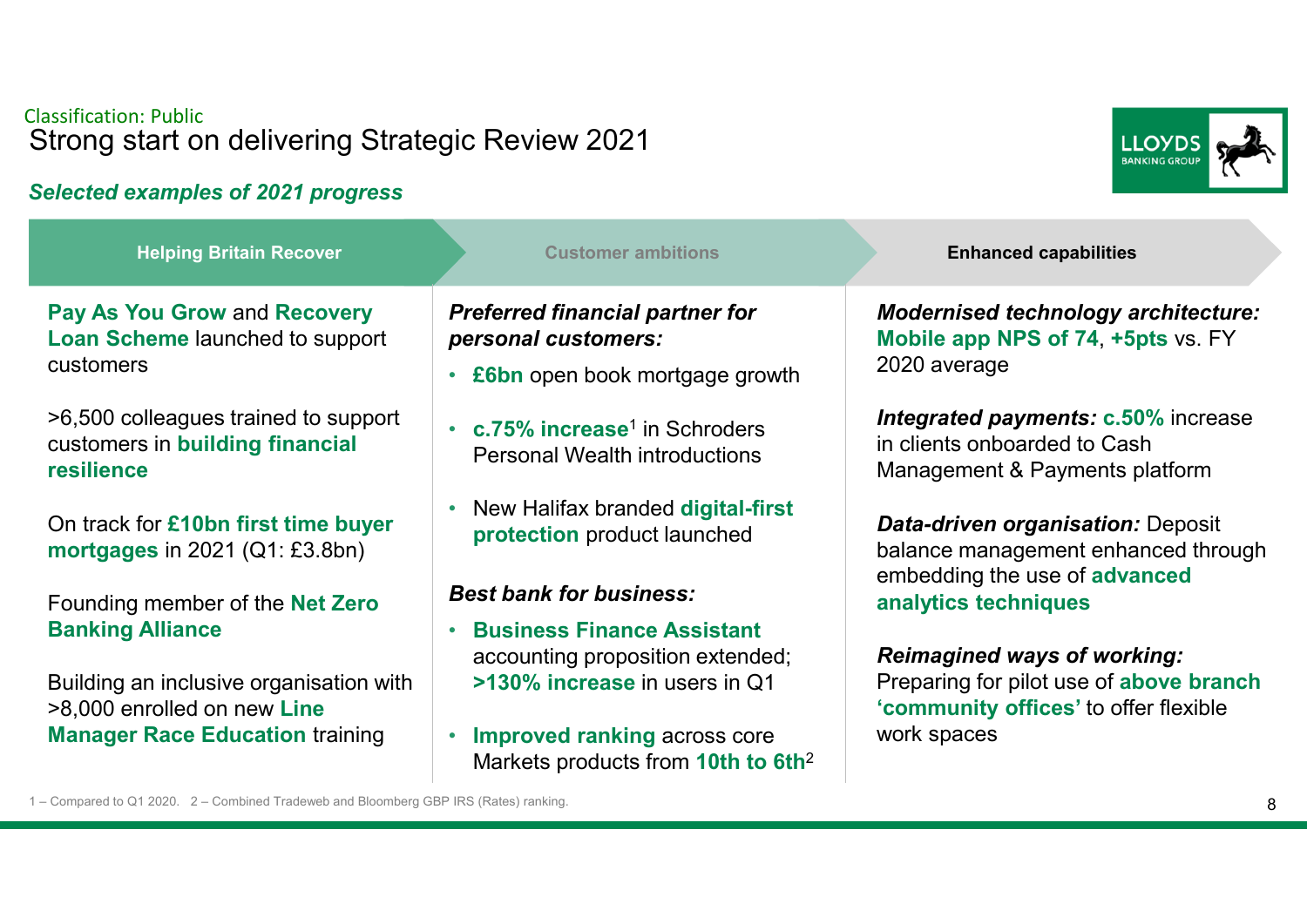Classification: Public

# Strong start on delivering Strategic Review 2021

***Selected examples of 2021 progress***

## Helping Britain Recover

**Pay As You Grow** and **Recovery Loan Scheme** launched to support customers

>6,500 colleagues trained to support customers in **building financial resilience**

On track for **£10bn first time buyer mortgages** in 2021 (Q1: £3.8bn)

Founding member of the **Net Zero Banking Alliance**

Building an inclusive organisation with >8,000 enrolled on new **Line Manager Race Education** training

## Customer ambitions

***Preferred financial partner for personal customers:***

- **£6bn** open book mortgage growth
- **c.75% increase**[1] in Schroders Personal Wealth introductions
- New Halifax branded **digital-first protection** product launched

***Best bank for business:***

- **Business Finance Assistant** accounting proposition extended; **>130% increase** in users in Q1
- **Improved ranking** across core Markets products from **10th to 6th**[2]

## Enhanced capabilities

***Modernised technology architecture:*** **Mobile app NPS of 74**, **+5pts** vs. FY 2020 average

***Integrated payments:*** **c.50%** increase in clients onboarded to Cash Management & Payments platform

***Data-driven organisation:*** Deposit balance management enhanced through embedding the use of **advanced analytics techniques**

***Reimagined ways of working:*** Preparing for pilot use of **above branch 'community offices'** to offer flexible work spaces

1 – Compared to Q1 2020. 2 – Combined Tradeweb and Bloomberg GBP IRS (Rates) ranking.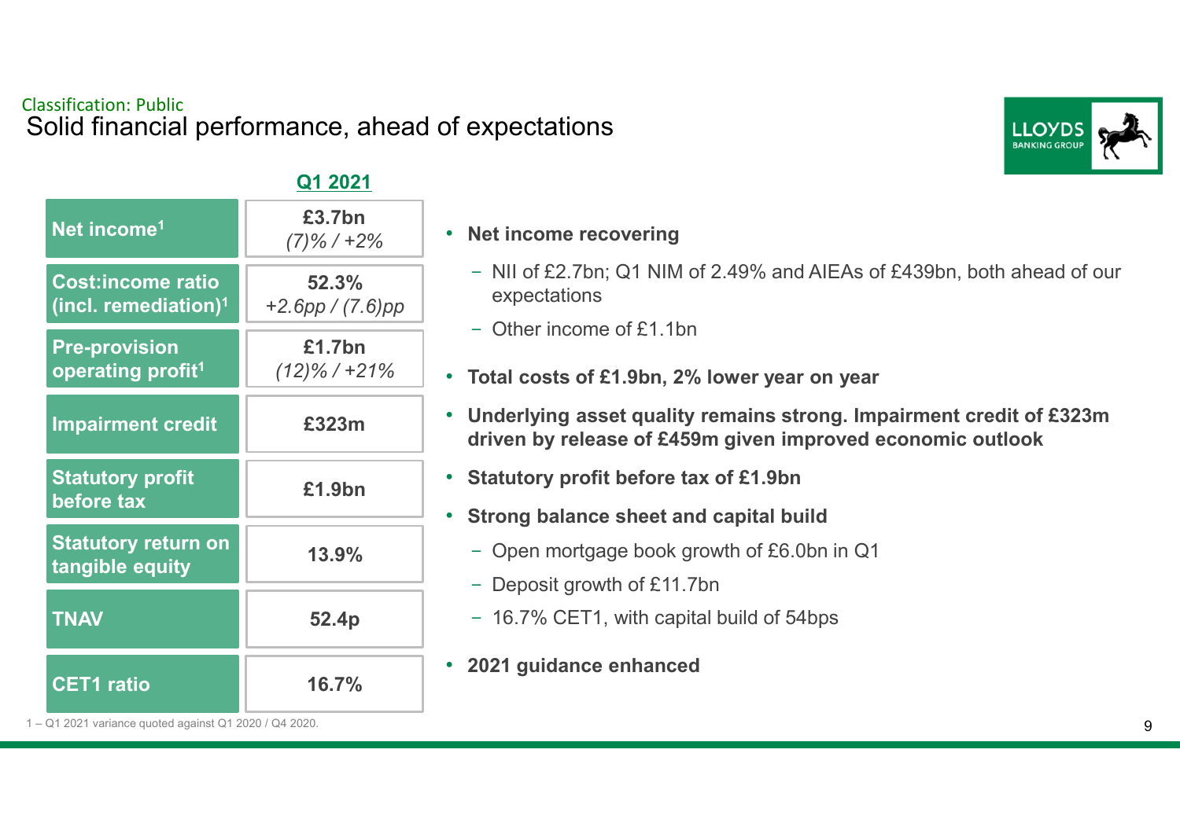Classification: Public

# Solid financial performance, ahead of expectations

| | Q1 2021 |
|---|---|
| Net income[1] | £3.7bn *(7)% / +2%* |
| Cost:income ratio (incl. remediation)[1] | 52.3% *+2.6pp / (7.6)pp* |
| Pre-provision operating profit[1] | £1.7bn *(12)% / +21%* |
| Impairment credit | £323m |
| Statutory profit before tax | £1.9bn |
| Statutory return on tangible equity | 13.9% |
| TNAV | 52.4p |
| CET1 ratio | 16.7% |

- **Net income recovering**
  - NII of £2.7bn; Q1 NIM of 2.49% and AIEAs of £439bn, both ahead of our expectations
  - Other income of £1.1bn
- **Total costs of £1.9bn, 2% lower year on year**
- **Underlying asset quality remains strong. Impairment credit of £323m driven by release of £459m given improved economic outlook**
- **Statutory profit before tax of £1.9bn**
- **Strong balance sheet and capital build**
  - Open mortgage book growth of £6.0bn in Q1
  - Deposit growth of £11.7bn
  - 16.7% CET1, with capital build of 54bps
- **2021 guidance enhanced**

1 – Q1 2021 variance quoted against Q1 2020 / Q4 2020.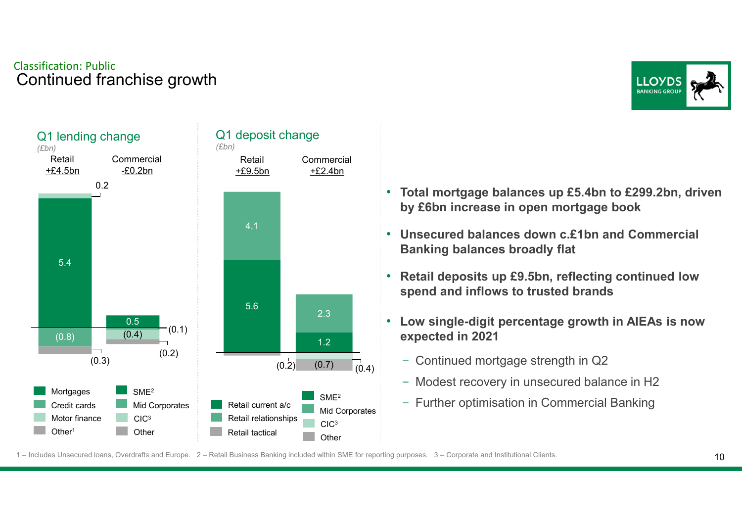Classification: Public

# Continued franchise growth

## Q1 lending change

*(£bn)*

| | Retail +£4.5bn | Commercial -£0.2bn |
|---|---|---|
| Mortgages / SME[2] | 5.4 | 0.5 |
| Credit cards / Mid Corporates | (0.8) | (0.4) |
| Motor finance / CIC[3] | 0.2 | (0.1) |
| Other[1] / Other | (0.3) | (0.2) |

## Q1 deposit change

*(£bn)*

| | Retail +£9.5bn | Commercial +£2.4bn |
|---|---|---|
| Retail current a/c / SME[2] | 5.6 | 1.2 |
| Retail relationships / Mid Corporates | 4.1 | 2.3 |
| Retail tactical / CIC[3] | (0.2) | (0.7) |
| Other | | (0.4) |

- **Total mortgage balances up £5.4bn to £299.2bn, driven by £6bn increase in open mortgage book**
- **Unsecured balances down c.£1bn and Commercial Banking balances broadly flat**
- **Retail deposits up £9.5bn, reflecting continued low spend and inflows to trusted brands**
- **Low single-digit percentage growth in AIEAs is now expected in 2021**
  - Continued mortgage strength in Q2
  - Modest recovery in unsecured balance in H2
  - Further optimisation in Commercial Banking

1 – Includes Unsecured loans, Overdrafts and Europe. 2 – Retail Business Banking included within SME for reporting purposes. 3 – Corporate and Institutional Clients.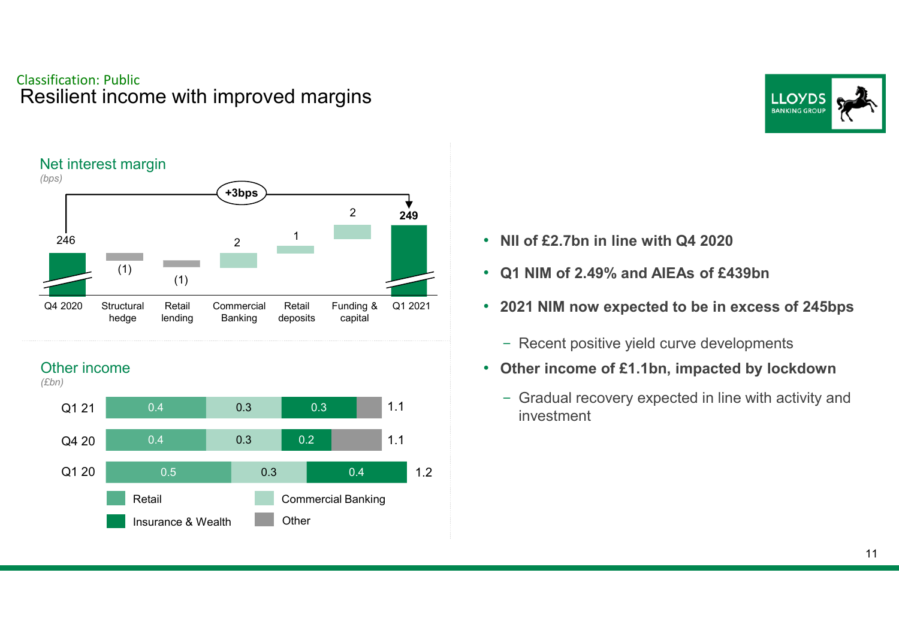Classification: Public

# Resilient income with improved margins

## Net interest margin

*(bps)*

| Q4 2020 | Structural hedge | Retail lending | Commercial Banking | Retail deposits | Funding & capital | Q1 2021 |
|---|---|---|---|---|---|---|
| 246 | (1) | (1) | 2 | 1 | 2 | 249 |

+3bps

## Other income

*(£bn)*

| | Retail | Commercial Banking | Insurance & Wealth | Other | Total |
|---|---|---|---|---|---|
| Q1 21 | 0.4 | 0.3 | 0.3 | | 1.1 |
| Q4 20 | 0.4 | 0.3 | 0.2 | | 1.1 |
| Q1 20 | 0.5 | 0.3 | 0.4 | | 1.2 |

- **NII of £2.7bn in line with Q4 2020**
- **Q1 NIM of 2.49% and AIEAs of £439bn**
- **2021 NIM now expected to be in excess of 245bps**
  - Recent positive yield curve developments
- **Other income of £1.1bn, impacted by lockdown**
  - Gradual recovery expected in line with activity and investment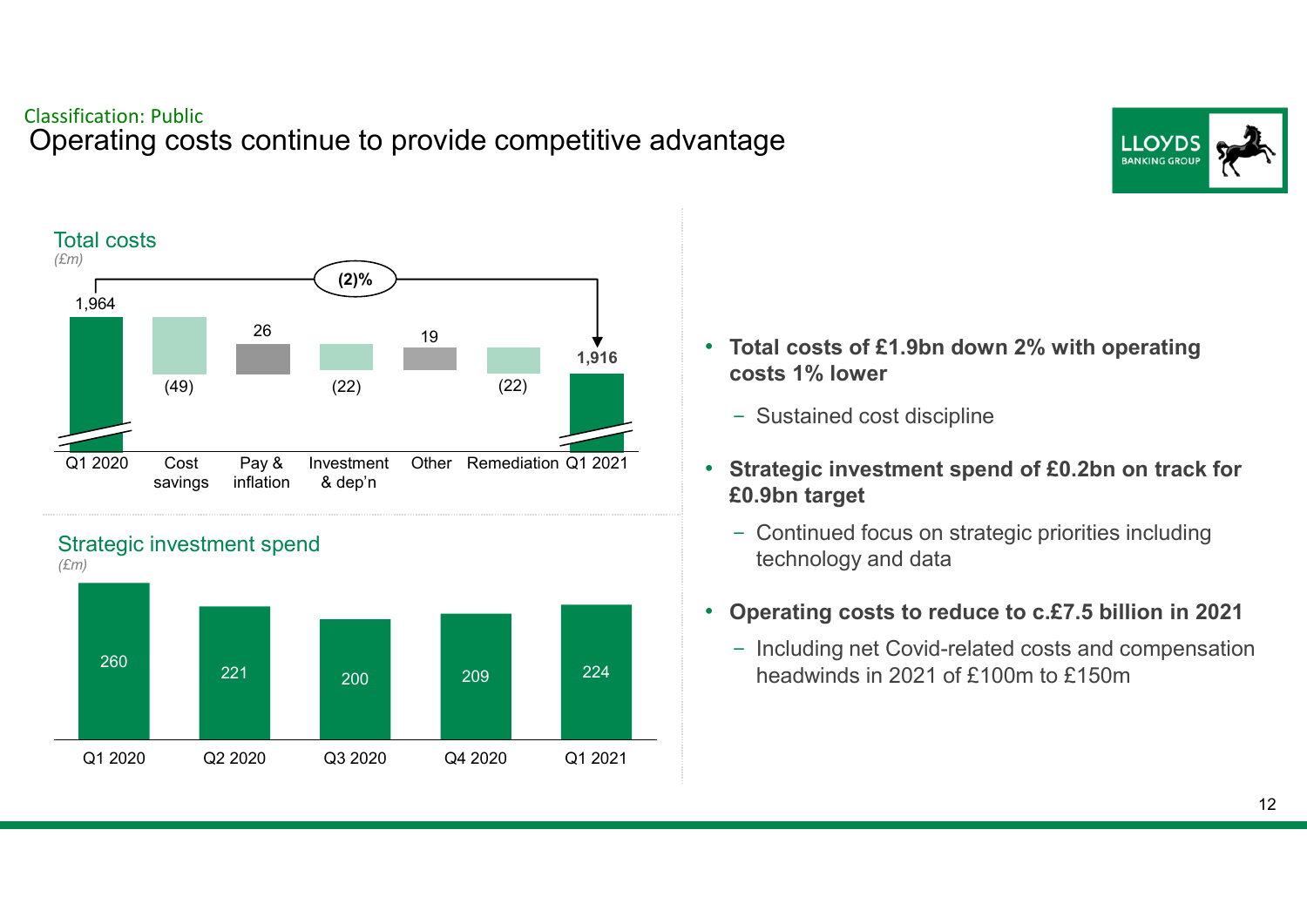Classification: Public

# Operating costs continue to provide competitive advantage

## Total costs

*(£m)*

| | Q1 2020 | Cost savings | Pay & inflation | Investment & dep'n | Other | Remediation | Q1 2021 |
|---|---|---|---|---|---|---|---|
| £m | 1,964 | (49) | 26 | (22) | 19 | (22) | 1,916 |

Change Q1 2020 to Q1 2021: (2)%

## Strategic investment spend

*(£m)*

| Q1 2020 | Q2 2020 | Q3 2020 | Q4 2020 | Q1 2021 |
|---|---|---|---|---|
| 260 | 221 | 200 | 209 | 224 |

- **Total costs of £1.9bn down 2% with operating costs 1% lower**
  - Sustained cost discipline
- **Strategic investment spend of £0.2bn on track for £0.9bn target**
  - Continued focus on strategic priorities including technology and data
- **Operating costs to reduce to c.£7.5 billion in 2021**
  - Including net Covid-related costs and compensation headwinds in 2021 of £100m to £150m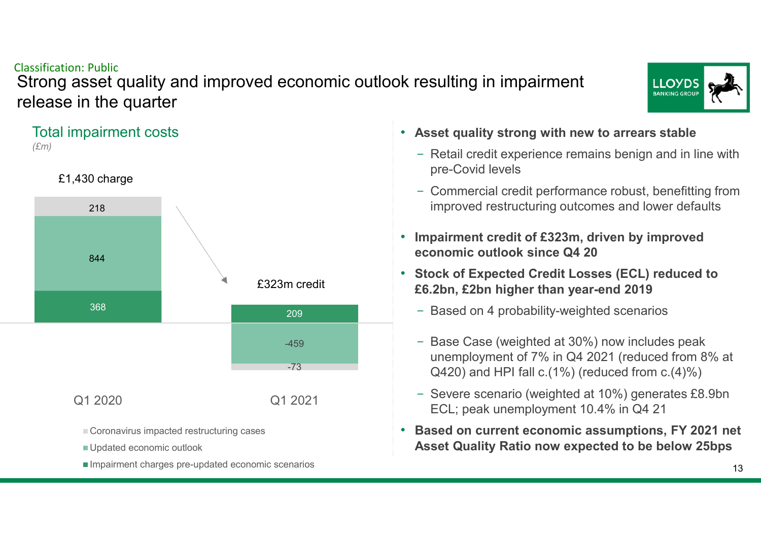Classification: Public

# Strong asset quality and improved economic outlook resulting in impairment release in the quarter

## Total impairment costs

*(£m)*

| | Q1 2020 | Q1 2021 |
|---|---|---|
| Coronavirus impacted restructuring cases | 218 | -73 |
| Updated economic outlook | 844 | -459 |
| Impairment charges pre-updated economic scenarios | 368 | 209 |
| **Total** | £1,430 charge | £323m credit |

- **Asset quality strong with new to arrears stable**
  - Retail credit experience remains benign and in line with pre-Covid levels
  - Commercial credit performance robust, benefitting from improved restructuring outcomes and lower defaults
- **Impairment credit of £323m, driven by improved economic outlook since Q4 20**
- **Stock of Expected Credit Losses (ECL) reduced to £6.2bn, £2bn higher than year-end 2019**
  - Based on 4 probability-weighted scenarios
  - Base Case (weighted at 30%) now includes peak unemployment of 7% in Q4 2021 (reduced from 8% at Q420) and HPI fall c.(1%) (reduced from c.(4)%)
  - Severe scenario (weighted at 10%) generates £8.9bn ECL; peak unemployment 10.4% in Q4 21
- **Based on current economic assumptions, FY 2021 net Asset Quality Ratio now expected to be below 25bps**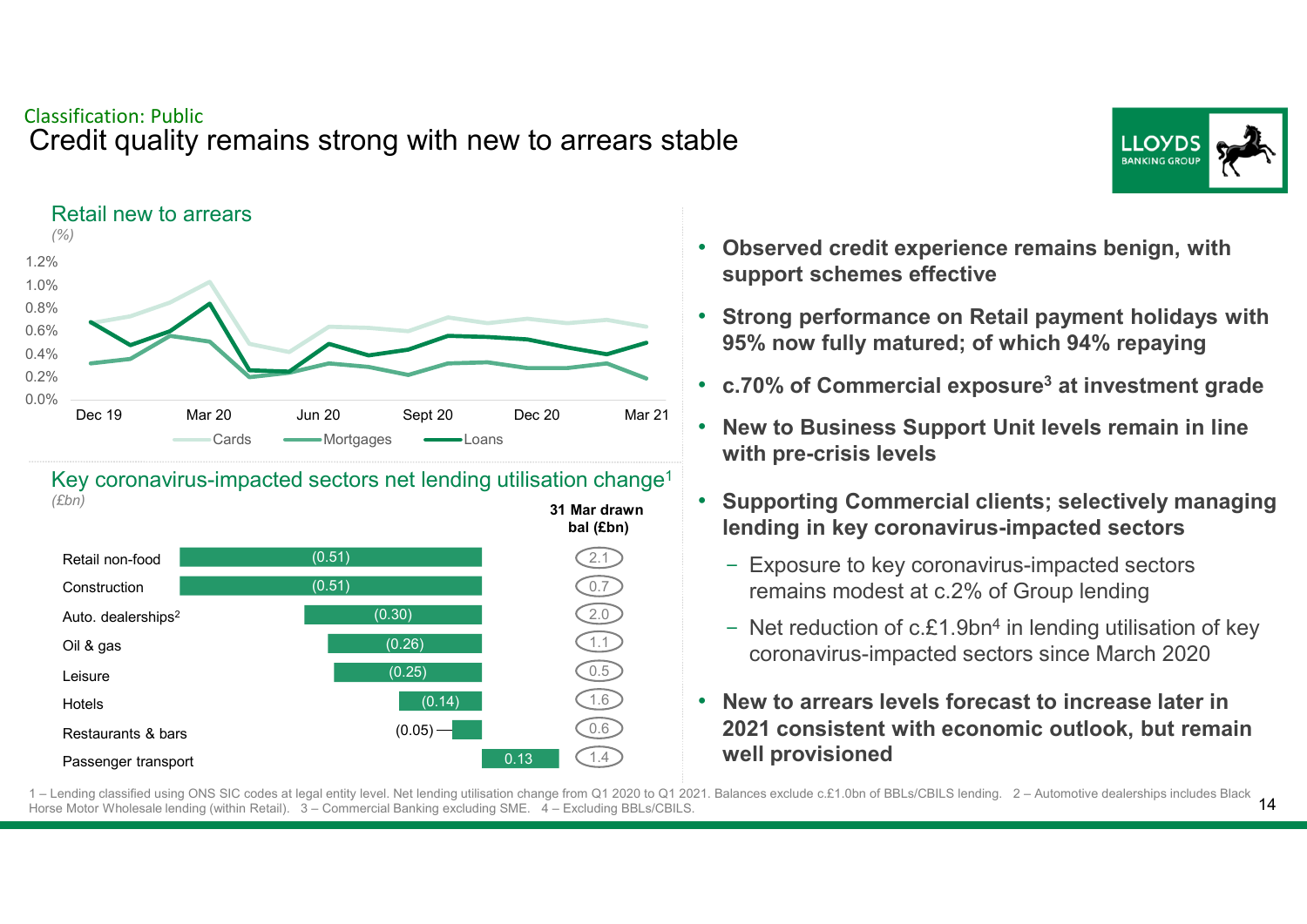Classification: Public

# Credit quality remains strong with new to arrears stable

## Retail new to arrears

*(%)*

Series: Cards, Mortgages, Loans — x-axis Dec 19, Mar 20, Jun 20, Sept 20, Dec 20, Mar 21; y-axis 0.0% to 1.2%

## Key coronavirus-impacted sectors net lending utilisation change[1]

*(£bn)*

| Sector | Net lending utilisation change | 31 Mar drawn bal (£bn) |
|---|---|---|
| Retail non-food | (0.51) | 2.1 |
| Construction | (0.51) | 0.7 |
| Auto. dealerships[2] | (0.30) | 2.0 |
| Oil & gas | (0.26) | 1.1 |
| Leisure | (0.25) | 0.5 |
| Hotels | (0.14) | 1.6 |
| Restaurants & bars | (0.05) | 0.6 |
| Passenger transport | 0.13 | 1.4 |

- **Observed credit experience remains benign, with support schemes effective**
- **Strong performance on Retail payment holidays with 95% now fully matured; of which 94% repaying**
- **c.70% of Commercial exposure[3] at investment grade**
- **New to Business Support Unit levels remain in line with pre-crisis levels**
- **Supporting Commercial clients; selectively managing lending in key coronavirus-impacted sectors**
  - Exposure to key coronavirus-impacted sectors remains modest at c.2% of Group lending
  - Net reduction of c.£1.9bn[4] in lending utilisation of key coronavirus-impacted sectors since March 2020
- **New to arrears levels forecast to increase later in 2021 consistent with economic outlook, but remain well provisioned**

1 – Lending classified using ONS SIC codes at legal entity level. Net lending utilisation change from Q1 2020 to Q1 2021. Balances exclude c.£1.0bn of BBLs/CBILS lending. 2 – Automotive dealerships includes Black Horse Motor Wholesale lending (within Retail). 3 – Commercial Banking excluding SME. 4 – Excluding BBLs/CBILS.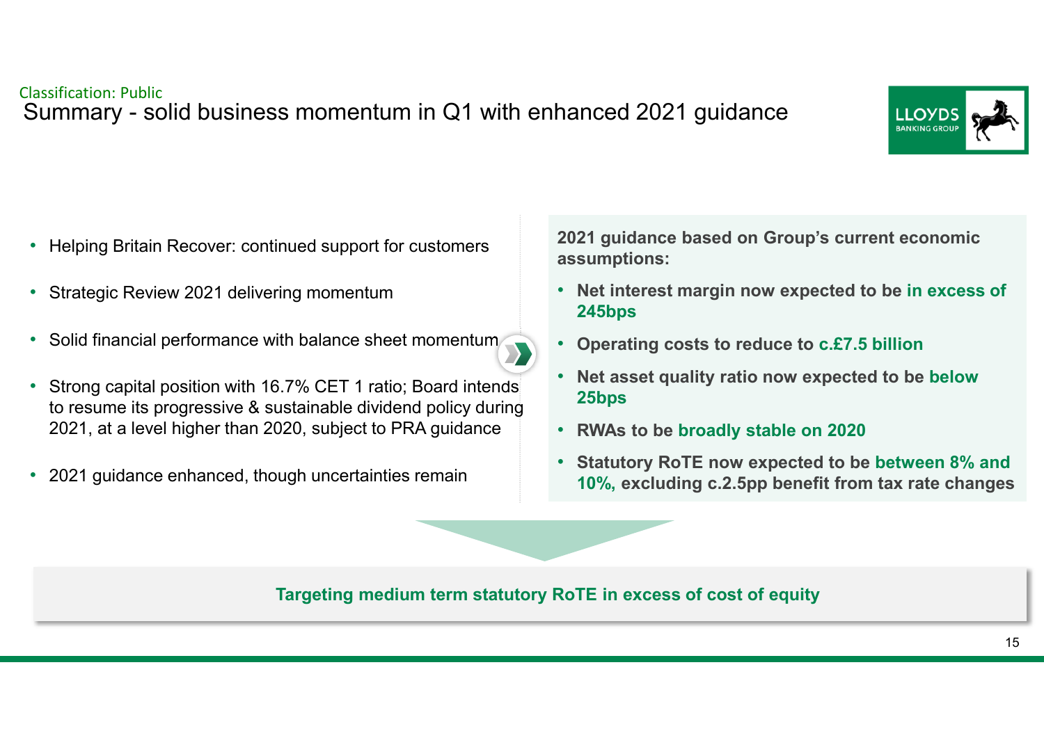Classification: Public

# Summary - solid business momentum in Q1 with enhanced 2021 guidance

- Helping Britain Recover: continued support for customers
- Strategic Review 2021 delivering momentum
- Solid financial performance with balance sheet momentum
- Strong capital position with 16.7% CET 1 ratio; Board intends to resume its progressive & sustainable dividend policy during 2021, at a level higher than 2020, subject to PRA guidance
- 2021 guidance enhanced, though uncertainties remain

**2021 guidance based on Group's current economic assumptions:**

- **Net interest margin now expected to be in excess of 245bps**
- **Operating costs to reduce to c.£7.5 billion**
- **Net asset quality ratio now expected to be below 25bps**
- **RWAs to be broadly stable on 2020**
- **Statutory RoTE now expected to be between 8% and 10%, excluding c.2.5pp benefit from tax rate changes**

**Targeting medium term statutory RoTE in excess of cost of equity**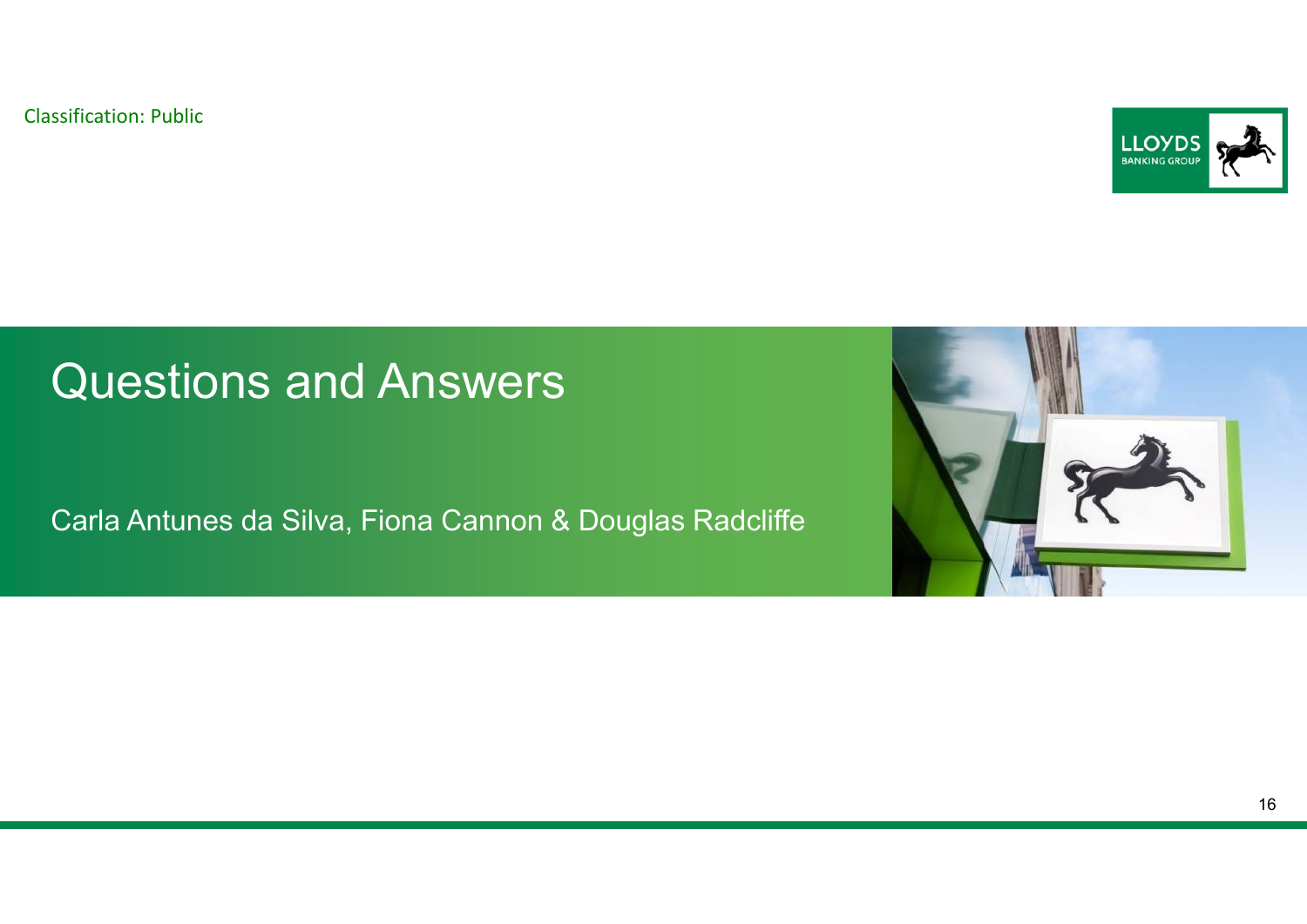Classification: Public

# Questions and Answers

Carla Antunes da Silva, Fiona Cannon & Douglas Radcliffe